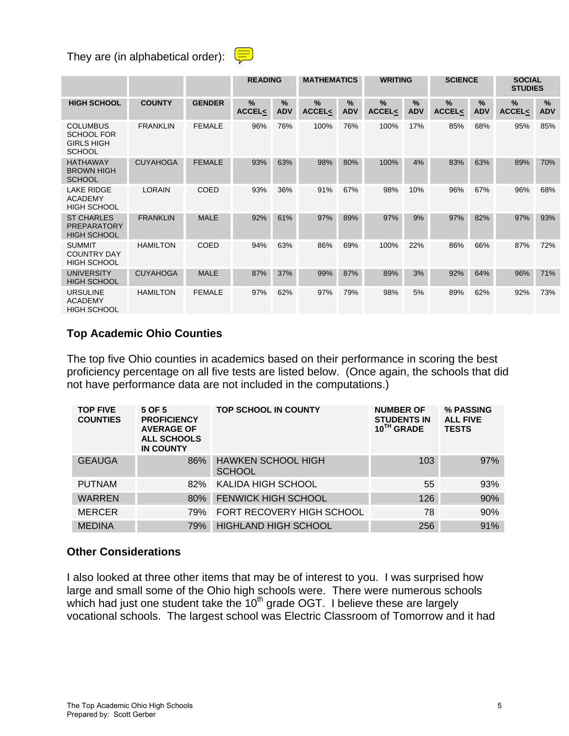They are (in alphabetical order):

| | | | READING | | MATHEMATICS | | WRITING | | SCIENCE | | SOCIAL STUDIES | |
|---|---|---|---|---|---|---|---|---|---|---|---|---|
| **HIGH SCHOOL** | **COUNTY** | **GENDER** | **% ACCEL≤** | **% ADV** | **% ACCEL≤** | **% ADV** | **% ACCEL≤** | **% ADV** | **% ACCEL≤** | **% ADV** | **% ACCEL≤** | **% ADV** |
| COLUMBUS SCHOOL FOR GIRLS HIGH SCHOOL | FRANKLIN | FEMALE | 96% | 76% | 100% | 76% | 100% | 17% | 85% | 68% | 95% | 85% |
| HATHAWAY BROWN HIGH SCHOOL | CUYAHOGA | FEMALE | 93% | 63% | 98% | 80% | 100% | 4% | 83% | 63% | 89% | 70% |
| LAKE RIDGE ACADEMY HIGH SCHOOL | LORAIN | COED | 93% | 36% | 91% | 67% | 98% | 10% | 96% | 67% | 96% | 68% |
| ST CHARLES PREPARATORY HIGH SCHOOL | FRANKLIN | MALE | 92% | 61% | 97% | 89% | 97% | 9% | 97% | 82% | 97% | 93% |
| SUMMIT COUNTRY DAY HIGH SCHOOL | HAMILTON | COED | 94% | 63% | 86% | 69% | 100% | 22% | 86% | 66% | 87% | 72% |
| UNIVERSITY HIGH SCHOOL | CUYAHOGA | MALE | 87% | 37% | 99% | 87% | 89% | 3% | 92% | 64% | 96% | 71% |
| URSULINE ACADEMY HIGH SCHOOL | HAMILTON | FEMALE | 97% | 62% | 97% | 79% | 98% | 5% | 89% | 62% | 92% | 73% |

## Top Academic Ohio Counties

The top five Ohio counties in academics based on their performance in scoring the best proficiency percentage on all five tests are listed below. (Once again, the schools that did not have performance data are not included in the computations.)

| TOP FIVE COUNTIES | 5 OF 5 PROFICIENCY AVERAGE OF ALL SCHOOLS IN COUNTY | TOP SCHOOL IN COUNTY | NUMBER OF STUDENTS IN 10TH GRADE | % PASSING ALL FIVE TESTS |
|---|---|---|---|---|
| GEAUGA | 86% | HAWKEN SCHOOL HIGH SCHOOL | 103 | 97% |
| PUTNAM | 82% | KALIDA HIGH SCHOOL | 55 | 93% |
| WARREN | 80% | FENWICK HIGH SCHOOL | 126 | 90% |
| MERCER | 79% | FORT RECOVERY HIGH SCHOOL | 78 | 90% |
| MEDINA | 79% | HIGHLAND HIGH SCHOOL | 256 | 91% |

## Other Considerations

I also looked at three other items that may be of interest to you. I was surprised how large and small some of the Ohio high schools were. There were numerous schools which had just one student take the 10th grade OGT. I believe these are largely vocational schools. The largest school was Electric Classroom of Tomorrow and it had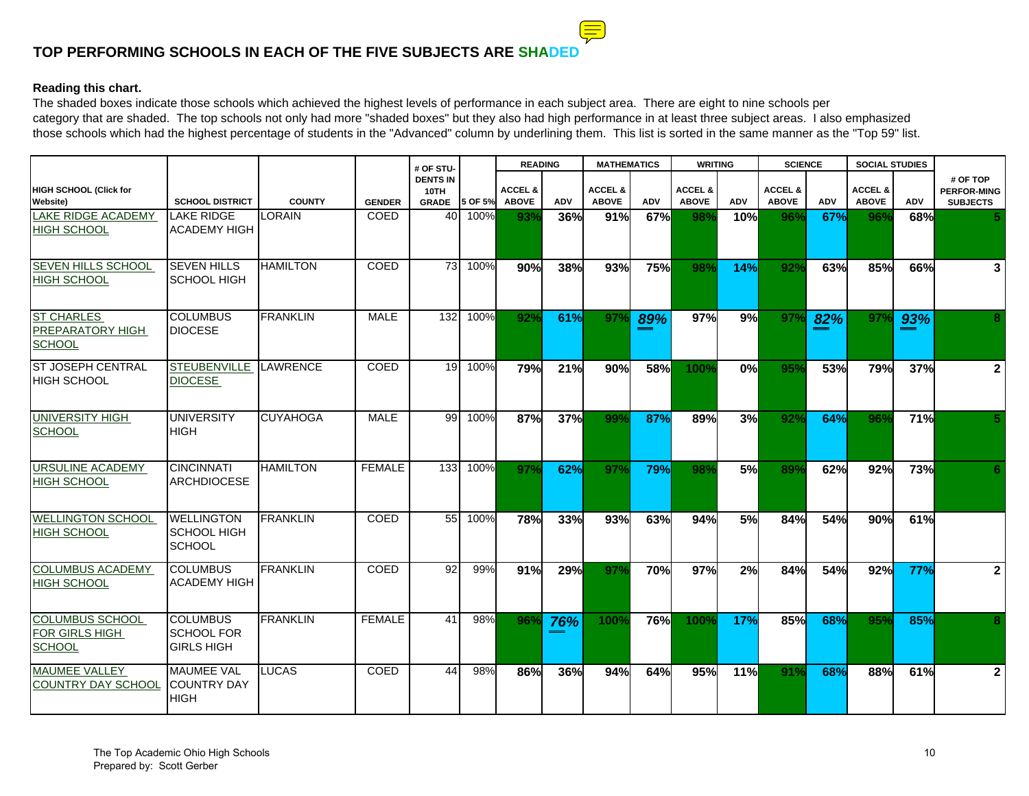## TOP PERFORMING SCHOOLS IN EACH OF THE FIVE SUBJECTS ARE SHADED

**Reading this chart.**
The shaded boxes indicate those schools which achieved the highest levels of performance in each subject area. There are eight to nine schools per category that are shaded. The top schools not only had more "shaded boxes" but they also had high performance in at least three subject areas. I also emphasized those schools which had the highest percentage of students in the "Advanced" column by underlining them. This list is sorted in the same manner as the "Top 59" list.

| HIGH SCHOOL (Click for Website) | SCHOOL DISTRICT | COUNTY | GENDER | # OF STU-DENTS IN 10TH GRADE | 5 OF 5% | READING | | MATHEMATICS | | WRITING | | SCIENCE | | SOCIAL STUDIES | | # OF TOP PERFOR-MING SUBJECTS |
|---|---|---|---|---|---|---|---|---|---|---|---|---|---|---|---|---|
| | | | | | | ACCEL & ABOVE | ADV | ACCEL & ABOVE | ADV | ACCEL & ABOVE | ADV | ACCEL & ABOVE | ADV | ACCEL & ABOVE | ADV | |
| LAKE RIDGE ACADEMY HIGH SCHOOL | LAKE RIDGE ACADEMY HIGH | LORAIN | COED | 40 | 100% | 93% | 36% | 91% | 67% | 98% | 10% | 96% | 67% | 96% | 68% | 5 |
| SEVEN HILLS SCHOOL HIGH SCHOOL | SEVEN HILLS SCHOOL HIGH | HAMILTON | COED | 73 | 100% | 90% | 38% | 93% | 75% | 98% | 14% | 92% | 63% | 85% | 66% | 3 |
| ST CHARLES PREPARATORY HIGH SCHOOL | COLUMBUS DIOCESE | FRANKLIN | MALE | 132 | 100% | 92% | 61% | 97% | *89%* | 97% | 9% | 97% | *82%* | 97% | *93%* | 8 |
| ST JOSEPH CENTRAL HIGH SCHOOL | STEUBENVILLE DIOCESE | LAWRENCE | COED | 19 | 100% | 79% | 21% | 90% | 58% | 100% | 0% | 95% | 53% | 79% | 37% | 2 |
| UNIVERSITY HIGH SCHOOL | UNIVERSITY HIGH | CUYAHOGA | MALE | 99 | 100% | 87% | 37% | 99% | 87% | 89% | 3% | 92% | 64% | 96% | 71% | 5 |
| URSULINE ACADEMY HIGH SCHOOL | CINCINNATI ARCHDIOCESE | HAMILTON | FEMALE | 133 | 100% | 97% | 62% | 97% | 79% | 98% | 5% | 89% | 62% | 92% | 73% | 6 |
| WELLINGTON SCHOOL HIGH SCHOOL | WELLINGTON SCHOOL HIGH SCHOOL | FRANKLIN | COED | 55 | 100% | 78% | 33% | 93% | 63% | 94% | 5% | 84% | 54% | 90% | 61% | |
| COLUMBUS ACADEMY HIGH SCHOOL | COLUMBUS ACADEMY HIGH | FRANKLIN | COED | 92 | 99% | 91% | 29% | 97% | 70% | 97% | 2% | 84% | 54% | 92% | 77% | 2 |
| COLUMBUS SCHOOL FOR GIRLS HIGH SCHOOL | COLUMBUS SCHOOL FOR GIRLS HIGH | FRANKLIN | FEMALE | 41 | 98% | 96% | *76%* | 100% | 76% | 100% | 17% | 85% | 68% | 95% | 85% | 8 |
| MAUMEE VALLEY COUNTRY DAY SCHOOL | MAUMEE VAL COUNTRY DAY HIGH | LUCAS | COED | 44 | 98% | 86% | 36% | 94% | 64% | 95% | 11% | 91% | 68% | 88% | 61% | 2 |

The Top Academic Ohio High Schools
Prepared by: Scott Gerber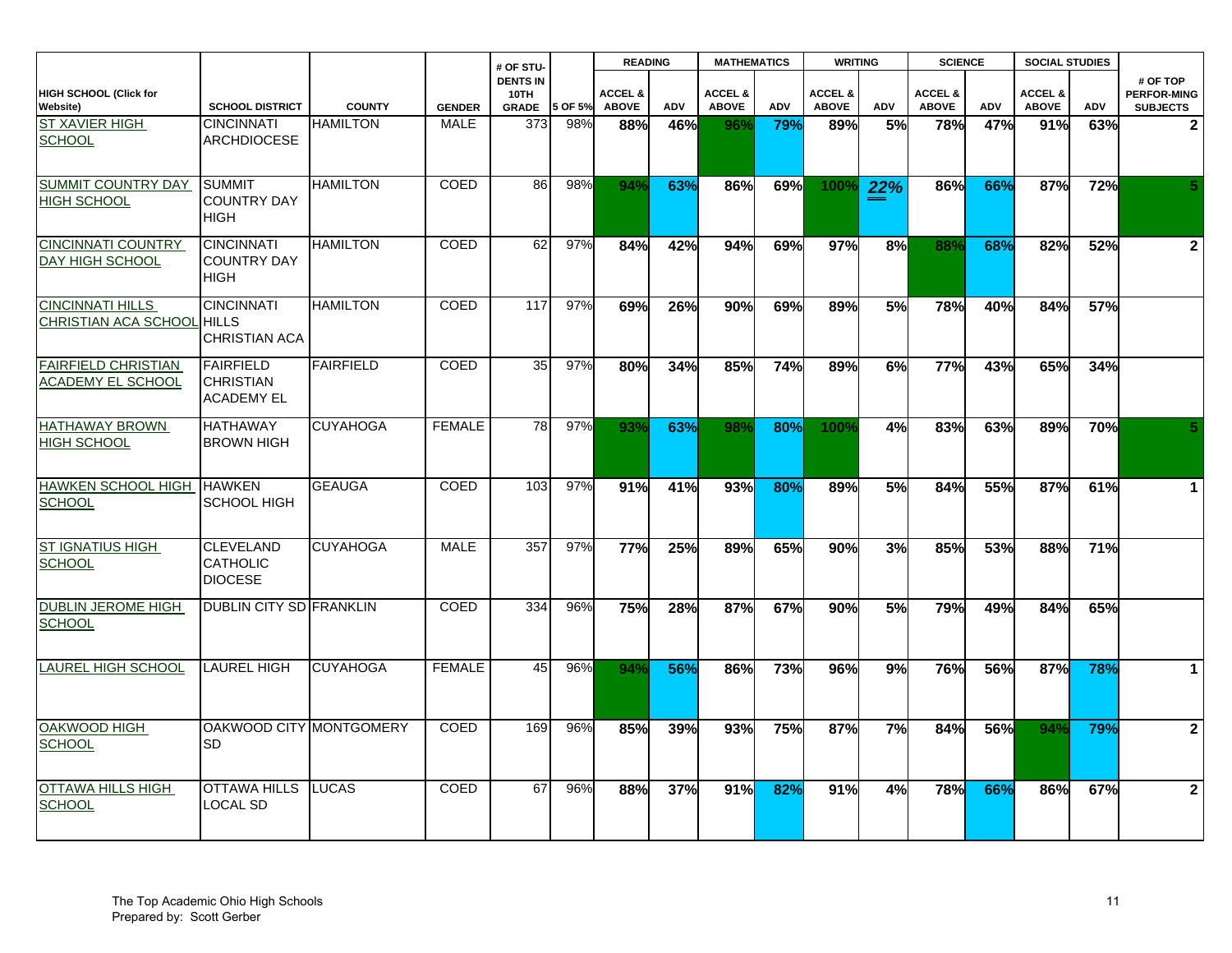| HIGH SCHOOL (Click for Website) | SCHOOL DISTRICT | COUNTY | GENDER | # OF STUDENTS IN 10TH GRADE | 5 OF 5% | READING | | MATHEMATICS | | WRITING | | SCIENCE | | SOCIAL STUDIES | | # OF TOP PERFORMING SUBJECTS |
|---|---|---|---|---|---|---|---|---|---|---|---|---|---|---|---|---|
| | | | | | | ACCEL & ABOVE | ADV | ACCEL & ABOVE | ADV | ACCEL & ABOVE | ADV | ACCEL & ABOVE | ADV | ACCEL & ABOVE | ADV | |
| ST XAVIER HIGH SCHOOL | CINCINNATI ARCHDIOCESE | HAMILTON | MALE | 373 | 98% | 88% | 46% | 96% | 79% | 89% | 5% | 78% | 47% | 91% | 63% | 2 |
| SUMMIT COUNTRY DAY HIGH SCHOOL | SUMMIT COUNTRY DAY HIGH | HAMILTON | COED | 86 | 98% | 94% | 63% | 86% | 69% | 100% | 22% | 86% | 66% | 87% | 72% | 5 |
| CINCINNATI COUNTRY DAY HIGH SCHOOL | CINCINNATI COUNTRY DAY HIGH | HAMILTON | COED | 62 | 97% | 84% | 42% | 94% | 69% | 97% | 8% | 88% | 68% | 82% | 52% | 2 |
| CINCINNATI HILLS CHRISTIAN ACA SCHOOL | CINCINNATI HILLS CHRISTIAN ACA | HAMILTON | COED | 117 | 97% | 69% | 26% | 90% | 69% | 89% | 5% | 78% | 40% | 84% | 57% | |
| FAIRFIELD CHRISTIAN ACADEMY EL SCHOOL | FAIRFIELD CHRISTIAN ACADEMY EL | FAIRFIELD | COED | 35 | 97% | 80% | 34% | 85% | 74% | 89% | 6% | 77% | 43% | 65% | 34% | |
| HATHAWAY BROWN HIGH SCHOOL | HATHAWAY BROWN HIGH | CUYAHOGA | FEMALE | 78 | 97% | 93% | 63% | 98% | 80% | 100% | 4% | 83% | 63% | 89% | 70% | 5 |
| HAWKEN SCHOOL HIGH SCHOOL | HAWKEN SCHOOL HIGH | GEAUGA | COED | 103 | 97% | 91% | 41% | 93% | 80% | 89% | 5% | 84% | 55% | 87% | 61% | 1 |
| ST IGNATIUS HIGH SCHOOL | CLEVELAND CATHOLIC DIOCESE | CUYAHOGA | MALE | 357 | 97% | 77% | 25% | 89% | 65% | 90% | 3% | 85% | 53% | 88% | 71% | |
| DUBLIN JEROME HIGH SCHOOL | DUBLIN CITY SD | FRANKLIN | COED | 334 | 96% | 75% | 28% | 87% | 67% | 90% | 5% | 79% | 49% | 84% | 65% | |
| LAUREL HIGH SCHOOL | LAUREL HIGH | CUYAHOGA | FEMALE | 45 | 96% | 94% | 56% | 86% | 73% | 96% | 9% | 76% | 56% | 87% | 78% | 1 |
| OAKWOOD HIGH SCHOOL | OAKWOOD CITY SD | MONTGOMERY | COED | 169 | 96% | 85% | 39% | 93% | 75% | 87% | 7% | 84% | 56% | 94% | 79% | 2 |
| OTTAWA HILLS HIGH SCHOOL | OTTAWA HILLS LOCAL SD | LUCAS | COED | 67 | 96% | 88% | 37% | 91% | 82% | 91% | 4% | 78% | 66% | 86% | 67% | 2 |

The Top Academic Ohio High Schools
Prepared by: Scott Gerber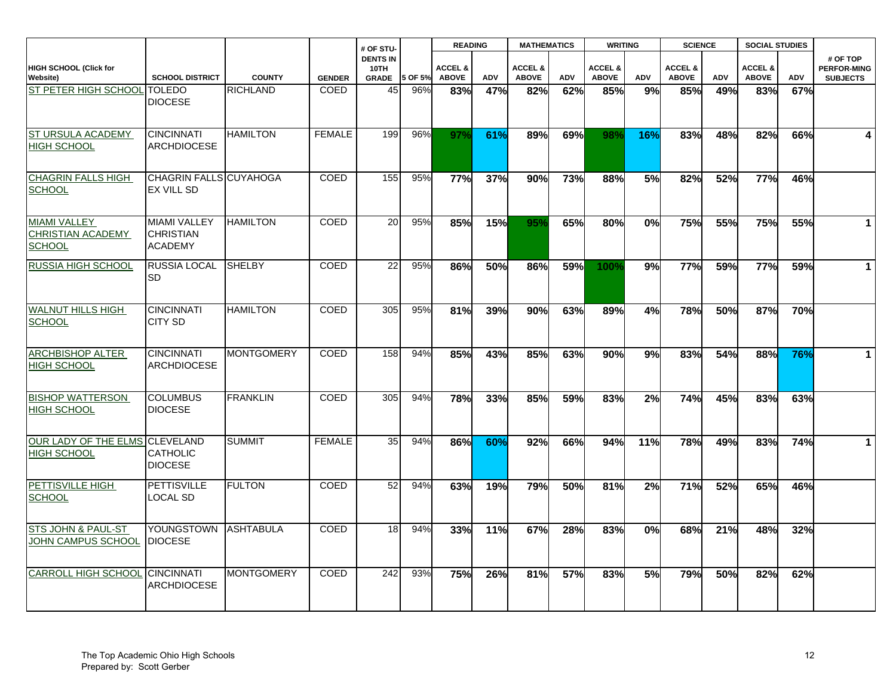| HIGH SCHOOL (Click for Website) | SCHOOL DISTRICT | COUNTY | GENDER | # OF STU-DENTS IN 10TH GRADE | 5 OF 5% | READING | | MATHEMATICS | | WRITING | | SCIENCE | | SOCIAL STUDIES | | # OF TOP PERFOR-MING SUBJECTS |
|---|---|---|---|---|---|---|---|---|---|---|---|---|---|---|---|---|
| | | | | | | ACCEL & ABOVE | ADV | ACCEL & ABOVE | ADV | ACCEL & ABOVE | ADV | ACCEL & ABOVE | ADV | ACCEL & ABOVE | ADV | |
| ST PETER HIGH SCHOOL | TOLEDO DIOCESE | RICHLAND | COED | 45 | 96% | 83% | 47% | 82% | 62% | 85% | 9% | 85% | 49% | 83% | 67% | |
| ST URSULA ACADEMY HIGH SCHOOL | CINCINNATI ARCHDIOCESE | HAMILTON | FEMALE | 199 | 96% | 97% | 61% | 89% | 69% | 98% | 16% | 83% | 48% | 82% | 66% | 4 |
| CHAGRIN FALLS HIGH SCHOOL | CHAGRIN FALLS EX VILL SD | CUYAHOGA | COED | 155 | 95% | 77% | 37% | 90% | 73% | 88% | 5% | 82% | 52% | 77% | 46% | |
| MIAMI VALLEY CHRISTIAN ACADEMY SCHOOL | MIAMI VALLEY CHRISTIAN ACADEMY | HAMILTON | COED | 20 | 95% | 85% | 15% | 95% | 65% | 80% | 0% | 75% | 55% | 75% | 55% | 1 |
| RUSSIA HIGH SCHOOL | RUSSIA LOCAL SD | SHELBY | COED | 22 | 95% | 86% | 50% | 86% | 59% | 100% | 9% | 77% | 59% | 77% | 59% | 1 |
| WALNUT HILLS HIGH SCHOOL | CINCINNATI CITY SD | HAMILTON | COED | 305 | 95% | 81% | 39% | 90% | 63% | 89% | 4% | 78% | 50% | 87% | 70% | |
| ARCHBISHOP ALTER HIGH SCHOOL | CINCINNATI ARCHDIOCESE | MONTGOMERY | COED | 158 | 94% | 85% | 43% | 85% | 63% | 90% | 9% | 83% | 54% | 88% | 76% | 1 |
| BISHOP WATTERSON HIGH SCHOOL | COLUMBUS DIOCESE | FRANKLIN | COED | 305 | 94% | 78% | 33% | 85% | 59% | 83% | 2% | 74% | 45% | 83% | 63% | |
| OUR LADY OF THE ELMS HIGH SCHOOL | CLEVELAND CATHOLIC DIOCESE | SUMMIT | FEMALE | 35 | 94% | 86% | 60% | 92% | 66% | 94% | 11% | 78% | 49% | 83% | 74% | 1 |
| PETTISVILLE HIGH SCHOOL | PETTISVILLE LOCAL SD | FULTON | COED | 52 | 94% | 63% | 19% | 79% | 50% | 81% | 2% | 71% | 52% | 65% | 46% | |
| STS JOHN & PAUL-ST JOHN CAMPUS SCHOOL | YOUNGSTOWN DIOCESE | ASHTABULA | COED | 18 | 94% | 33% | 11% | 67% | 28% | 83% | 0% | 68% | 21% | 48% | 32% | |
| CARROLL HIGH SCHOOL | CINCINNATI ARCHDIOCESE | MONTGOMERY | COED | 242 | 93% | 75% | 26% | 81% | 57% | 83% | 5% | 79% | 50% | 82% | 62% | |

The Top Academic Ohio High Schools
Prepared by: Scott Gerber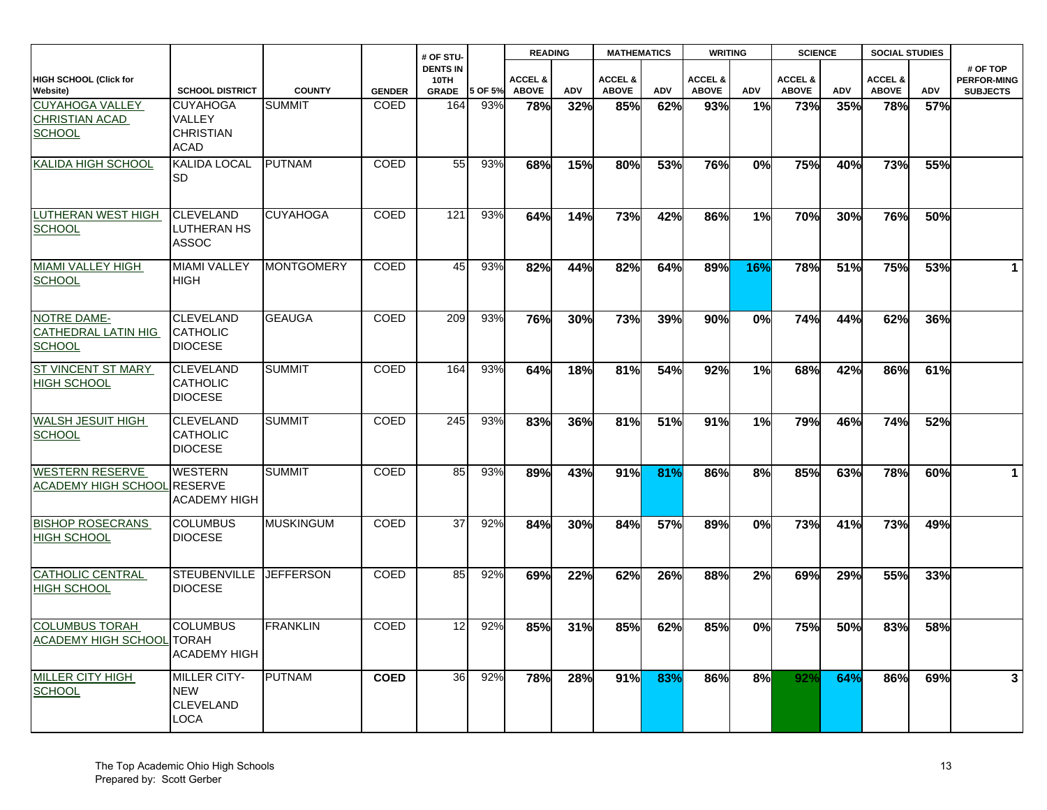| HIGH SCHOOL (Click for Website) | SCHOOL DISTRICT | COUNTY | GENDER | # OF STU-DENTS IN 10TH GRADE | 5 OF 5% | READING | | MATHEMATICS | | WRITING | | SCIENCE | | SOCIAL STUDIES | | # OF TOP PERFOR-MING SUBJECTS |
|---|---|---|---|---|---|---|---|---|---|---|---|---|---|---|---|---|
| | | | | | | ACCEL & ABOVE | ADV | ACCEL & ABOVE | ADV | ACCEL & ABOVE | ADV | ACCEL & ABOVE | ADV | ACCEL & ABOVE | ADV | |
| CUYAHOGA VALLEY CHRISTIAN ACAD SCHOOL | CUYAHOGA VALLEY CHRISTIAN ACAD | SUMMIT | COED | 164 | 93% | **78%** | **32%** | **85%** | **62%** | **93%** | **1%** | **73%** | **35%** | **78%** | **57%** | |
| KALIDA HIGH SCHOOL | KALIDA LOCAL SD | PUTNAM | COED | 55 | 93% | **68%** | **15%** | **80%** | **53%** | **76%** | **0%** | **75%** | **40%** | **73%** | **55%** | |
| LUTHERAN WEST HIGH SCHOOL | CLEVELAND LUTHERAN HS ASSOC | CUYAHOGA | COED | 121 | 93% | **64%** | **14%** | **73%** | **42%** | **86%** | **1%** | **70%** | **30%** | **76%** | **50%** | |
| MIAMI VALLEY HIGH SCHOOL | MIAMI VALLEY HIGH | MONTGOMERY | COED | 45 | 93% | **82%** | **44%** | **82%** | **64%** | **89%** | **16%** | **78%** | **51%** | **75%** | **53%** | **1** |
| NOTRE DAME-CATHEDRAL LATIN HIG SCHOOL | CLEVELAND CATHOLIC DIOCESE | GEAUGA | COED | 209 | 93% | **76%** | **30%** | **73%** | **39%** | **90%** | **0%** | **74%** | **44%** | **62%** | **36%** | |
| ST VINCENT ST MARY HIGH SCHOOL | CLEVELAND CATHOLIC DIOCESE | SUMMIT | COED | 164 | 93% | **64%** | **18%** | **81%** | **54%** | **92%** | **1%** | **68%** | **42%** | **86%** | **61%** | |
| WALSH JESUIT HIGH SCHOOL | CLEVELAND CATHOLIC DIOCESE | SUMMIT | COED | 245 | 93% | **83%** | **36%** | **81%** | **51%** | **91%** | **1%** | **79%** | **46%** | **74%** | **52%** | |
| WESTERN RESERVE ACADEMY HIGH SCHOOL | WESTERN RESERVE ACADEMY HIGH | SUMMIT | COED | 85 | 93% | **89%** | **43%** | **91%** | **81%** | **86%** | **8%** | **85%** | **63%** | **78%** | **60%** | **1** |
| BISHOP ROSECRANS HIGH SCHOOL | COLUMBUS DIOCESE | MUSKINGUM | COED | 37 | 92% | **84%** | **30%** | **84%** | **57%** | **89%** | **0%** | **73%** | **41%** | **73%** | **49%** | |
| CATHOLIC CENTRAL HIGH SCHOOL | STEUBENVILLE DIOCESE | JEFFERSON | COED | 85 | 92% | **69%** | **22%** | **62%** | **26%** | **88%** | **2%** | **69%** | **29%** | **55%** | **33%** | |
| COLUMBUS TORAH ACADEMY HIGH SCHOOL | COLUMBUS TORAH ACADEMY HIGH | FRANKLIN | COED | 12 | 92% | **85%** | **31%** | **85%** | **62%** | **85%** | **0%** | **75%** | **50%** | **83%** | **58%** | |
| MILLER CITY HIGH SCHOOL | MILLER CITY-NEW CLEVELAND LOCA | PUTNAM | **COED** | 36 | 92% | **78%** | **28%** | **91%** | **83%** | **86%** | **8%** | **92%** | **64%** | **86%** | **69%** | **3** |

The Top Academic Ohio High Schools
Prepared by: Scott Gerber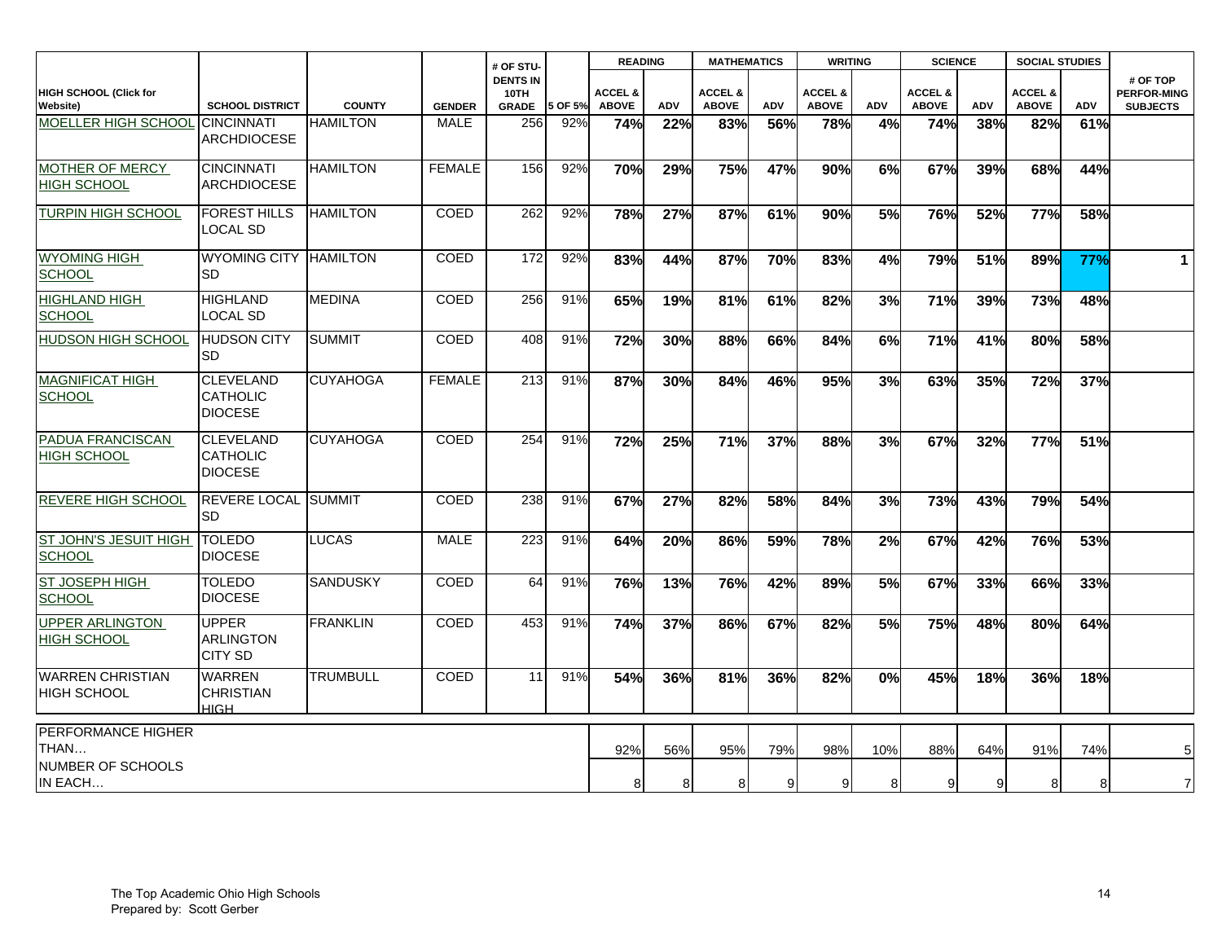| HIGH SCHOOL (Click for Website) | SCHOOL DISTRICT | COUNTY | GENDER | # OF STU-DENTS IN 10TH GRADE | 5 OF 5% | READING | | MATHEMATICS | | WRITING | | SCIENCE | | SOCIAL STUDIES | | # OF TOP PERFOR-MING SUBJECTS |
|---|---|---|---|---|---|---|---|---|---|---|---|---|---|---|---|---|
| | | | | | | ACCEL & ABOVE | ADV | ACCEL & ABOVE | ADV | ACCEL & ABOVE | ADV | ACCEL & ABOVE | ADV | ACCEL & ABOVE | ADV | |
| MOELLER HIGH SCHOOL | CINCINNATI ARCHDIOCESE | HAMILTON | MALE | 256 | 92% | **74%** | **22%** | **83%** | **56%** | **78%** | **4%** | **74%** | **38%** | **82%** | **61%** | |
| MOTHER OF MERCY HIGH SCHOOL | CINCINNATI ARCHDIOCESE | HAMILTON | FEMALE | 156 | 92% | **70%** | **29%** | **75%** | **47%** | **90%** | **6%** | **67%** | **39%** | **68%** | **44%** | |
| TURPIN HIGH SCHOOL | FOREST HILLS LOCAL SD | HAMILTON | COED | 262 | 92% | **78%** | **27%** | **87%** | **61%** | **90%** | **5%** | **76%** | **52%** | **77%** | **58%** | |
| WYOMING HIGH SCHOOL | WYOMING CITY SD | HAMILTON | COED | 172 | 92% | **83%** | **44%** | **87%** | **70%** | **83%** | **4%** | **79%** | **51%** | **89%** | **77%** | **1** |
| HIGHLAND HIGH SCHOOL | HIGHLAND LOCAL SD | MEDINA | COED | 256 | 91% | **65%** | **19%** | **81%** | **61%** | **82%** | **3%** | **71%** | **39%** | **73%** | **48%** | |
| HUDSON HIGH SCHOOL | HUDSON CITY SD | SUMMIT | COED | 408 | 91% | **72%** | **30%** | **88%** | **66%** | **84%** | **6%** | **71%** | **41%** | **80%** | **58%** | |
| MAGNIFICAT HIGH SCHOOL | CLEVELAND CATHOLIC DIOCESE | CUYAHOGA | FEMALE | 213 | 91% | **87%** | **30%** | **84%** | **46%** | **95%** | **3%** | **63%** | **35%** | **72%** | **37%** | |
| PADUA FRANCISCAN HIGH SCHOOL | CLEVELAND CATHOLIC DIOCESE | CUYAHOGA | COED | 254 | 91% | **72%** | **25%** | **71%** | **37%** | **88%** | **3%** | **67%** | **32%** | **77%** | **51%** | |
| REVERE HIGH SCHOOL | REVERE LOCAL SD | SUMMIT | COED | 238 | 91% | **67%** | **27%** | **82%** | **58%** | **84%** | **3%** | **73%** | **43%** | **79%** | **54%** | |
| ST JOHN'S JESUIT HIGH SCHOOL | TOLEDO DIOCESE | LUCAS | MALE | 223 | 91% | **64%** | **20%** | **86%** | **59%** | **78%** | **2%** | **67%** | **42%** | **76%** | **53%** | |
| ST JOSEPH HIGH SCHOOL | TOLEDO DIOCESE | SANDUSKY | COED | 64 | 91% | **76%** | **13%** | **76%** | **42%** | **89%** | **5%** | **67%** | **33%** | **66%** | **33%** | |
| UPPER ARLINGTON HIGH SCHOOL | UPPER ARLINGTON CITY SD | FRANKLIN | COED | 453 | 91% | **74%** | **37%** | **86%** | **67%** | **82%** | **5%** | **75%** | **48%** | **80%** | **64%** | |
| WARREN CHRISTIAN HIGH SCHOOL | WARREN CHRISTIAN HIGH | TRUMBULL | COED | 11 | 91% | **54%** | **36%** | **81%** | **36%** | **82%** | **0%** | **45%** | **18%** | **36%** | **18%** | |
| PERFORMANCE HIGHER THAN… | | | | | | 92% | 56% | 95% | 79% | 98% | 10% | 88% | 64% | 91% | 74% | 5 |
| NUMBER OF SCHOOLS IN EACH… | | | | | | 8 | 8 | 8 | 9 | 9 | 8 | 9 | 9 | 8 | 8 | 7 |

The Top Academic Ohio High Schools
Prepared by: Scott Gerber